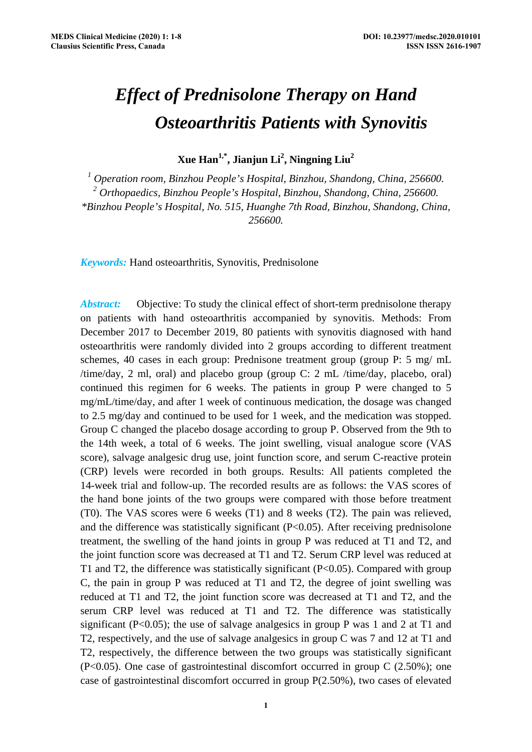# *Effect of Prednisolone Therapy on Hand Osteoarthritis Patients with Synovitis*

**Xue Han[1,*], Jianjun Li[2], Ningning Liu[2]**

[1] *Operation room, Binzhou People's Hospital, Binzhou, Shandong, China, 256600.*
[2] *Orthopaedics, Binzhou People's Hospital, Binzhou, Shandong, China, 256600.*
**Binzhou People's Hospital, No. 515, Huanghe 7th Road, Binzhou, Shandong, China, 256600.*

***Keywords:*** Hand osteoarthritis, Synovitis, Prednisolone

***Abstract:*** Objective: To study the clinical effect of short-term prednisolone therapy on patients with hand osteoarthritis accompanied by synovitis. Methods: From December 2017 to December 2019, 80 patients with synovitis diagnosed with hand osteoarthritis were randomly divided into 2 groups according to different treatment schemes, 40 cases in each group: Prednisone treatment group (group P: 5 mg/ mL /time/day, 2 ml, oral) and placebo group (group C: 2 mL /time/day, placebo, oral) continued this regimen for 6 weeks. The patients in group P were changed to 5 mg/mL/time/day, and after 1 week of continuous medication, the dosage was changed to 2.5 mg/day and continued to be used for 1 week, and the medication was stopped. Group C changed the placebo dosage according to group P. Observed from the 9th to the 14th week, a total of 6 weeks. The joint swelling, visual analogue score (VAS score), salvage analgesic drug use, joint function score, and serum C-reactive protein (CRP) levels were recorded in both groups. Results: All patients completed the 14-week trial and follow-up. The recorded results are as follows: the VAS scores of the hand bone joints of the two groups were compared with those before treatment (T0). The VAS scores were 6 weeks (T1) and 8 weeks (T2). The pain was relieved, and the difference was statistically significant ($P<0.05$). After receiving prednisolone treatment, the swelling of the hand joints in group P was reduced at T1 and T2, and the joint function score was decreased at T1 and T2. Serum CRP level was reduced at T1 and T2, the difference was statistically significant ($P<0.05$). Compared with group C, the pain in group P was reduced at T1 and T2, the degree of joint swelling was reduced at T1 and T2, the joint function score was decreased at T1 and T2, and the serum CRP level was reduced at T1 and T2. The difference was statistically significant ($P<0.05$); the use of salvage analgesics in group P was 1 and 2 at T1 and T2, respectively, and the use of salvage analgesics in group C was 7 and 12 at T1 and T2, respectively, the difference between the two groups was statistically significant ($P<0.05$). One case of gastrointestinal discomfort occurred in group C (2.50%); one case of gastrointestinal discomfort occurred in group P(2.50%), two cases of elevated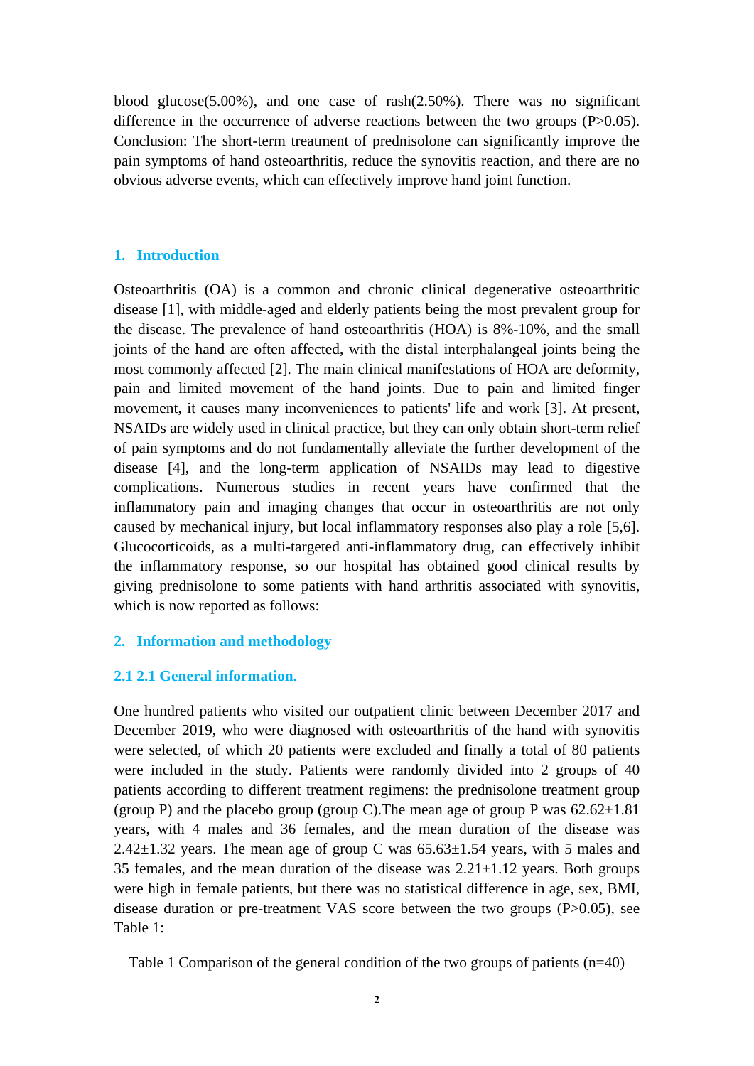blood glucose(5.00%), and one case of rash(2.50%). There was no significant difference in the occurrence of adverse reactions between the two groups (P>0.05). Conclusion: The short-term treatment of prednisolone can significantly improve the pain symptoms of hand osteoarthritis, reduce the synovitis reaction, and there are no obvious adverse events, which can effectively improve hand joint function.

## 1. Introduction

Osteoarthritis (OA) is a common and chronic clinical degenerative osteoarthritic disease [1], with middle-aged and elderly patients being the most prevalent group for the disease. The prevalence of hand osteoarthritis (HOA) is 8%-10%, and the small joints of the hand are often affected, with the distal interphalangeal joints being the most commonly affected [2]. The main clinical manifestations of HOA are deformity, pain and limited movement of the hand joints. Due to pain and limited finger movement, it causes many inconveniences to patients' life and work [3]. At present, NSAIDs are widely used in clinical practice, but they can only obtain short-term relief of pain symptoms and do not fundamentally alleviate the further development of the disease [4], and the long-term application of NSAIDs may lead to digestive complications. Numerous studies in recent years have confirmed that the inflammatory pain and imaging changes that occur in osteoarthritis are not only caused by mechanical injury, but local inflammatory responses also play a role [5,6]. Glucocorticoids, as a multi-targeted anti-inflammatory drug, can effectively inhibit the inflammatory response, so our hospital has obtained good clinical results by giving prednisolone to some patients with hand arthritis associated with synovitis, which is now reported as follows:

## 2. Information and methodology

### 2.1 2.1 General information.

One hundred patients who visited our outpatient clinic between December 2017 and December 2019, who were diagnosed with osteoarthritis of the hand with synovitis were selected, of which 20 patients were excluded and finally a total of 80 patients were included in the study. Patients were randomly divided into 2 groups of 40 patients according to different treatment regimens: the prednisolone treatment group (group P) and the placebo group (group C).The mean age of group P was 62.62±1.81 years, with 4 males and 36 females, and the mean duration of the disease was 2.42±1.32 years. The mean age of group C was 65.63±1.54 years, with 5 males and 35 females, and the mean duration of the disease was 2.21±1.12 years. Both groups were high in female patients, but there was no statistical difference in age, sex, BMI, disease duration or pre-treatment VAS score between the two groups (P>0.05), see Table 1:

Table 1 Comparison of the general condition of the two groups of patients (n=40)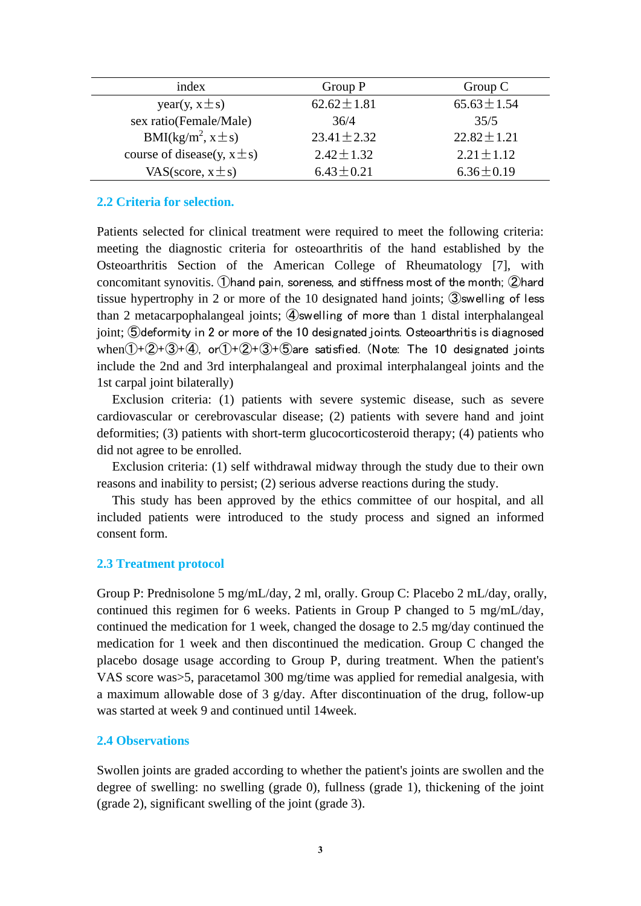| index | Group P | Group C |
|---|---|---|
| year(y, x±s) | 62.62±1.81 | 65.63±1.54 |
| sex ratio(Female/Male) | 36/4 | 35/5 |
| BMI(kg/$m^2$, x±s) | 23.41±2.32 | 22.82±1.21 |
| course of disease(y, x±s) | 2.42±1.32 | 2.21±1.12 |
| VAS(score, x±s) | 6.43±0.21 | 6.36±0.19 |

### 2.2 Criteria for selection.

Patients selected for clinical treatment were required to meet the following criteria: meeting the diagnostic criteria for osteoarthritis of the hand established by the Osteoarthritis Section of the American College of Rheumatology [7], with concomitant synovitis. ①hand pain, soreness, and stiffness most of the month; ②hard tissue hypertrophy in 2 or more of the 10 designated hand joints; ③swelling of less than 2 metacarpophalangeal joints; ④swelling of more than 1 distal interphalangeal joint; ⑤deformity in 2 or more of the 10 designated joints. Osteoarthritis is diagnosed when①+②+③+④, or①+②+③+⑤are satisfied. (Note: The 10 designated joints include the 2nd and 3rd interphalangeal and proximal interphalangeal joints and the 1st carpal joint bilaterally)

Exclusion criteria: (1) patients with severe systemic disease, such as severe cardiovascular or cerebrovascular disease; (2) patients with severe hand and joint deformities; (3) patients with short-term glucocorticosteroid therapy; (4) patients who did not agree to be enrolled.

Exclusion criteria: (1) self withdrawal midway through the study due to their own reasons and inability to persist; (2) serious adverse reactions during the study.

This study has been approved by the ethics committee of our hospital, and all included patients were introduced to the study process and signed an informed consent form.

### 2.3 Treatment protocol

Group P: Prednisolone 5 mg/mL/day, 2 ml, orally. Group C: Placebo 2 mL/day, orally, continued this regimen for 6 weeks. Patients in Group P changed to 5 mg/mL/day, continued the medication for 1 week, changed the dosage to 2.5 mg/day continued the medication for 1 week and then discontinued the medication. Group C changed the placebo dosage usage according to Group P, during treatment. When the patient's VAS score was>5, paracetamol 300 mg/time was applied for remedial analgesia, with a maximum allowable dose of 3 g/day. After discontinuation of the drug, follow-up was started at week 9 and continued until 14week.

### 2.4 Observations

Swollen joints are graded according to whether the patient's joints are swollen and the degree of swelling: no swelling (grade 0), fullness (grade 1), thickening of the joint (grade 2), significant swelling of the joint (grade 3).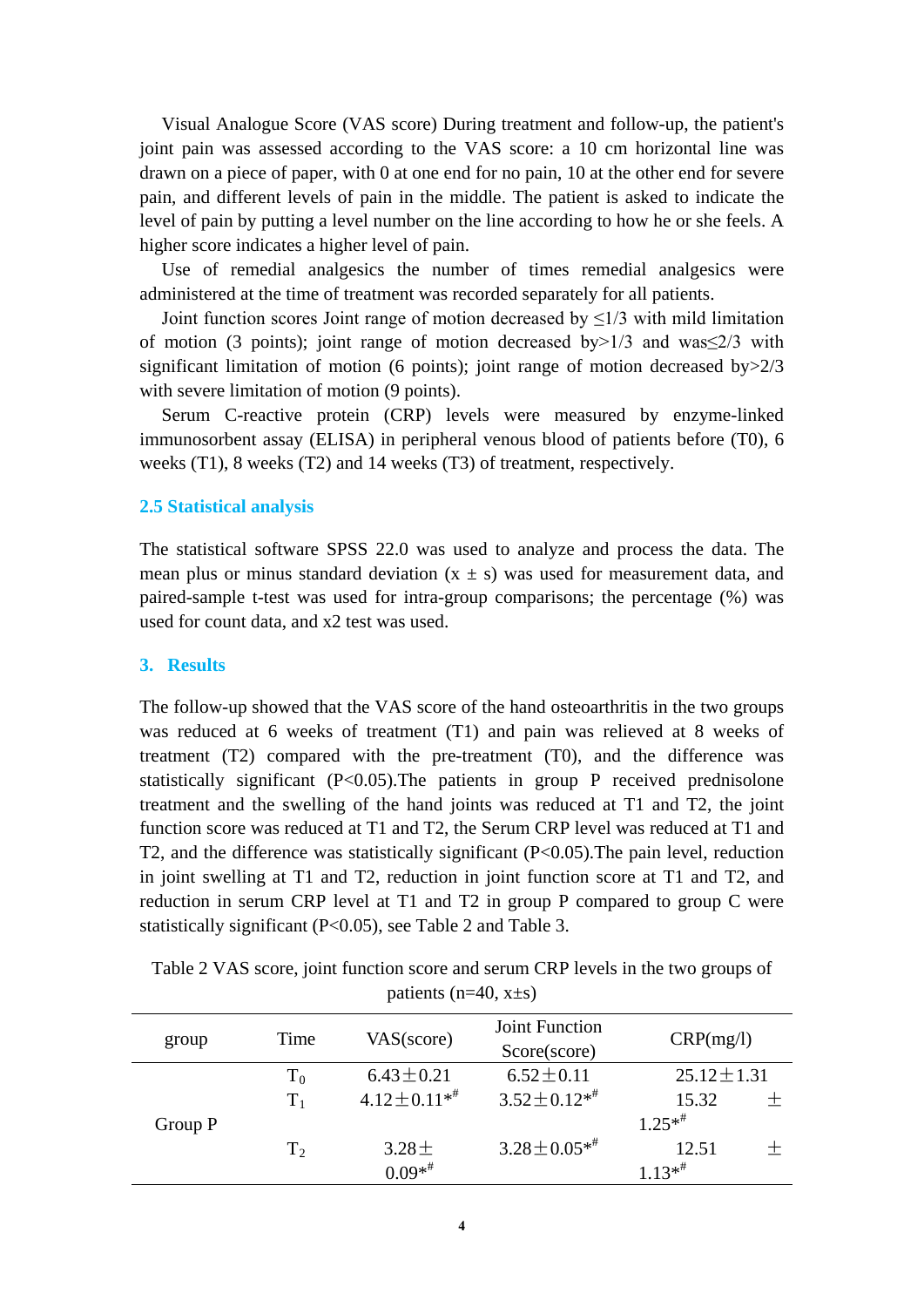Visual Analogue Score (VAS score) During treatment and follow-up, the patient's joint pain was assessed according to the VAS score: a 10 cm horizontal line was drawn on a piece of paper, with 0 at one end for no pain, 10 at the other end for severe pain, and different levels of pain in the middle. The patient is asked to indicate the level of pain by putting a level number on the line according to how he or she feels. A higher score indicates a higher level of pain.

Use of remedial analgesics the number of times remedial analgesics were administered at the time of treatment was recorded separately for all patients.

Joint function scores Joint range of motion decreased by ≤1/3 with mild limitation of motion (3 points); joint range of motion decreased by>1/3 and was≤2/3 with significant limitation of motion (6 points); joint range of motion decreased by>2/3 with severe limitation of motion (9 points).

Serum C-reactive protein (CRP) levels were measured by enzyme-linked immunosorbent assay (ELISA) in peripheral venous blood of patients before (T0), 6 weeks (T1), 8 weeks (T2) and 14 weeks (T3) of treatment, respectively.

## 2.5 Statistical analysis

The statistical software SPSS 22.0 was used to analyze and process the data. The mean plus or minus standard deviation (x ± s) was used for measurement data, and paired-sample t-test was used for intra-group comparisons; the percentage (%) was used for count data, and x2 test was used.

## 3. Results

The follow-up showed that the VAS score of the hand osteoarthritis in the two groups was reduced at 6 weeks of treatment (T1) and pain was relieved at 8 weeks of treatment (T2) compared with the pre-treatment (T0), and the difference was statistically significant (P<0.05).The patients in group P received prednisolone treatment and the swelling of the hand joints was reduced at T1 and T2, the joint function score was reduced at T1 and T2, the Serum CRP level was reduced at T1 and T2, and the difference was statistically significant (P<0.05).The pain level, reduction in joint swelling at T1 and T2, reduction in joint function score at T1 and T2, and reduction in serum CRP level at T1 and T2 in group P compared to group C were statistically significant (P<0.05), see Table 2 and Table 3.

Table 2 VAS score, joint function score and serum CRP levels in the two groups of patients (n=40, x±s)

| group | Time | VAS(score) | Joint Function Score(score) | CRP(mg/l) |
|---|---|---|---|---|
| Group P | $T_0$ | 6.43±0.21 | 6.52±0.11 | 25.12±1.31 |
| | $T_1$ | 4.12±0.11*# | 3.52±0.12*# | 15.32 ± 1.25*# |
| | $T_2$ | 3.28±0.09*# | 3.28±0.05*# | 12.51 ± 1.13*# |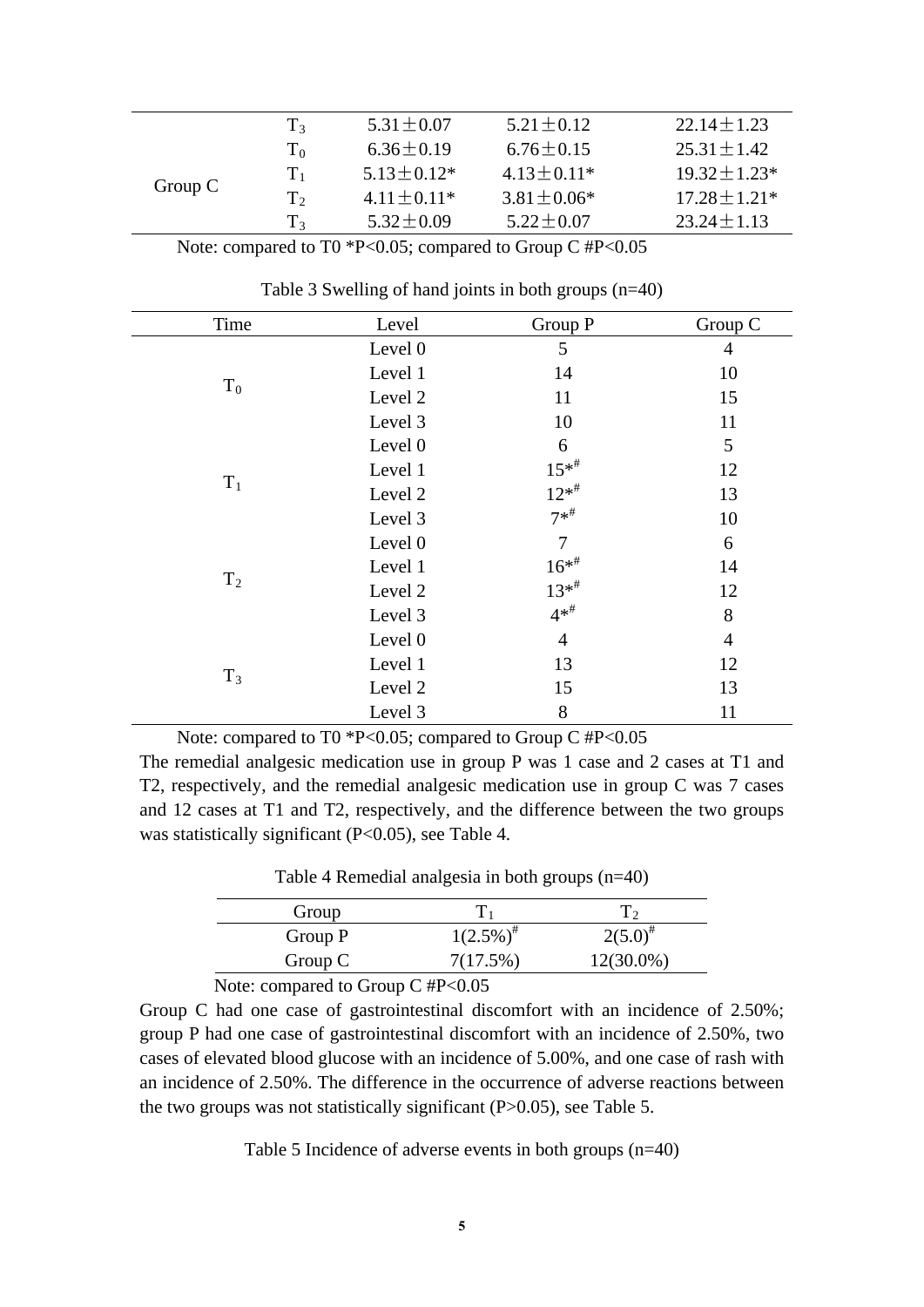|  |  |  |  |  |
|---|---|---|---|---|
|  | $T_3$ | 5.31±0.07 | 5.21±0.12 | 22.14±1.23 |
| Group C | $T_0$ | 6.36±0.19 | 6.76±0.15 | 25.31±1.42 |
|  | $T_1$ | 5.13±0.12* | 4.13±0.11* | 19.32±1.23* |
|  | $T_2$ | 4.11±0.11* | 3.81±0.06* | 17.28±1.21* |
|  | $T_3$ | 5.32±0.09 | 5.22±0.07 | 23.24±1.13 |

Note: compared to T0 *P<0.05; compared to Group C #P<0.05

Table 3 Swelling of hand joints in both groups (n=40)

| Time | Level | Group P | Group C |
|---|---|---|---|
| $T_0$ | Level 0 | 5 | 4 |
|  | Level 1 | 14 | 10 |
|  | Level 2 | 11 | 15 |
|  | Level 3 | 10 | 11 |
| $T_1$ | Level 0 | 6 | 5 |
|  | Level 1 | 15*# | 12 |
|  | Level 2 | 12*# | 13 |
|  | Level 3 | 7*# | 10 |
| $T_2$ | Level 0 | 7 | 6 |
|  | Level 1 | 16*# | 14 |
|  | Level 2 | 13*# | 12 |
|  | Level 3 | 4*# | 8 |
| $T_3$ | Level 0 | 4 | 4 |
|  | Level 1 | 13 | 12 |
|  | Level 2 | 15 | 13 |
|  | Level 3 | 8 | 11 |

Note: compared to T0 *P<0.05; compared to Group C #P<0.05

The remedial analgesic medication use in group P was 1 case and 2 cases at T1 and T2, respectively, and the remedial analgesic medication use in group C was 7 cases and 12 cases at T1 and T2, respectively, and the difference between the two groups was statistically significant (P<0.05), see Table 4.

Table 4 Remedial analgesia in both groups (n=40)

| Group | $T_1$ | $T_2$ |
|---|---|---|
| Group P | 1(2.5%)# | 2(5.0)# |
| Group C | 7(17.5%) | 12(30.0%) |

Note: compared to Group C #P<0.05

Group C had one case of gastrointestinal discomfort with an incidence of 2.50%; group P had one case of gastrointestinal discomfort with an incidence of 2.50%, two cases of elevated blood glucose with an incidence of 5.00%, and one case of rash with an incidence of 2.50%. The difference in the occurrence of adverse reactions between the two groups was not statistically significant (P>0.05), see Table 5.

Table 5 Incidence of adverse events in both groups (n=40)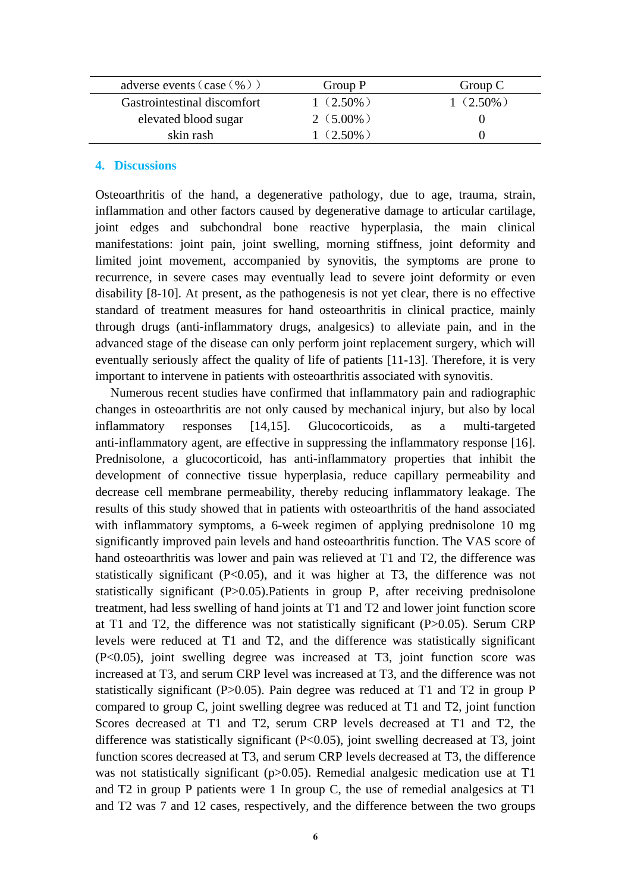| adverse events（case（%）） | Group P | Group C |
|---|---|---|
| Gastrointestinal discomfort | 1（2.50%） | 1（2.50%） |
| elevated blood sugar | 2（5.00%） | 0 |
| skin rash | 1（2.50%） | 0 |

## 4. Discussions

Osteoarthritis of the hand, a degenerative pathology, due to age, trauma, strain, inflammation and other factors caused by degenerative damage to articular cartilage, joint edges and subchondral bone reactive hyperplasia, the main clinical manifestations: joint pain, joint swelling, morning stiffness, joint deformity and limited joint movement, accompanied by synovitis, the symptoms are prone to recurrence, in severe cases may eventually lead to severe joint deformity or even disability [8-10]. At present, as the pathogenesis is not yet clear, there is no effective standard of treatment measures for hand osteoarthritis in clinical practice, mainly through drugs (anti-inflammatory drugs, analgesics) to alleviate pain, and in the advanced stage of the disease can only perform joint replacement surgery, which will eventually seriously affect the quality of life of patients [11-13]. Therefore, it is very important to intervene in patients with osteoarthritis associated with synovitis.

Numerous recent studies have confirmed that inflammatory pain and radiographic changes in osteoarthritis are not only caused by mechanical injury, but also by local inflammatory responses [14,15]. Glucocorticoids, as a multi-targeted anti-inflammatory agent, are effective in suppressing the inflammatory response [16]. Prednisolone, a glucocorticoid, has anti-inflammatory properties that inhibit the development of connective tissue hyperplasia, reduce capillary permeability and decrease cell membrane permeability, thereby reducing inflammatory leakage. The results of this study showed that in patients with osteoarthritis of the hand associated with inflammatory symptoms, a 6-week regimen of applying prednisolone 10 mg significantly improved pain levels and hand osteoarthritis function. The VAS score of hand osteoarthritis was lower and pain was relieved at T1 and T2, the difference was statistically significant ($P<0.05$), and it was higher at T3, the difference was not statistically significant ($P>0.05$).Patients in group P, after receiving prednisolone treatment, had less swelling of hand joints at T1 and T2 and lower joint function score at T1 and T2, the difference was not statistically significant ($P>0.05$). Serum CRP levels were reduced at T1 and T2, and the difference was statistically significant ($P<0.05$), joint swelling degree was increased at T3, joint function score was increased at T3, and serum CRP level was increased at T3, and the difference was not statistically significant ($P>0.05$). Pain degree was reduced at T1 and T2 in group P compared to group C, joint swelling degree was reduced at T1 and T2, joint function Scores decreased at T1 and T2, serum CRP levels decreased at T1 and T2, the difference was statistically significant ($P<0.05$), joint swelling decreased at T3, joint function scores decreased at T3, and serum CRP levels decreased at T3, the difference was not statistically significant ($p>0.05$). Remedial analgesic medication use at T1 and T2 in group P patients were 1 In group C, the use of remedial analgesics at T1 and T2 was 7 and 12 cases, respectively, and the difference between the two groups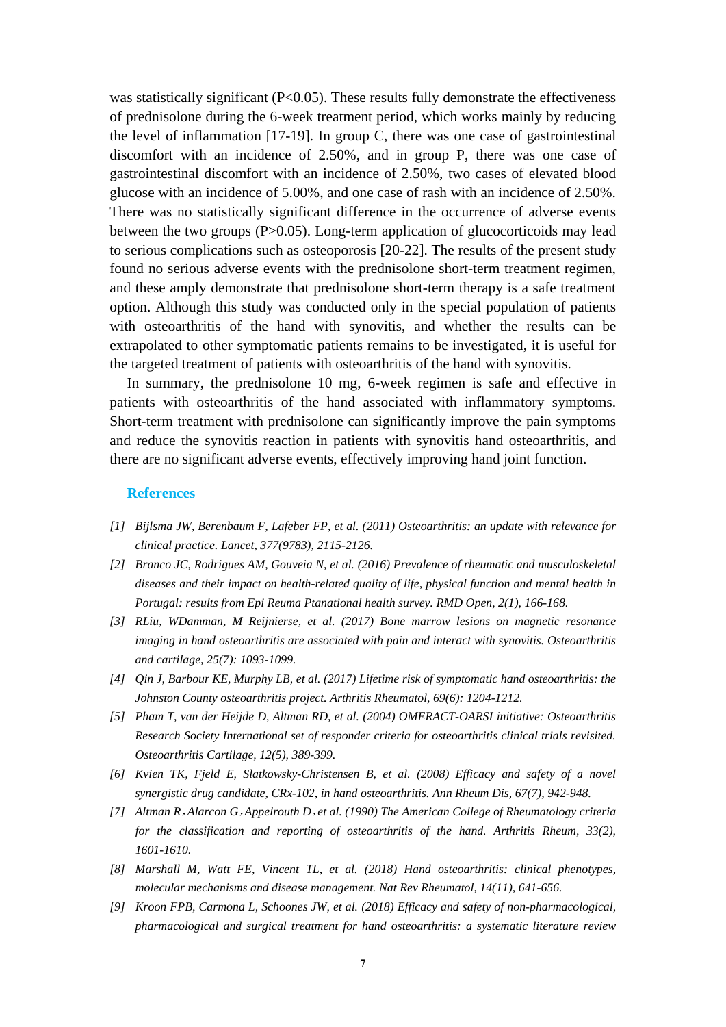was statistically significant ($P<0.05$). These results fully demonstrate the effectiveness of prednisolone during the 6-week treatment period, which works mainly by reducing the level of inflammation [17-19]. In group C, there was one case of gastrointestinal discomfort with an incidence of 2.50%, and in group P, there was one case of gastrointestinal discomfort with an incidence of 2.50%, two cases of elevated blood glucose with an incidence of 5.00%, and one case of rash with an incidence of 2.50%. There was no statistically significant difference in the occurrence of adverse events between the two groups ($P>0.05$). Long-term application of glucocorticoids may lead to serious complications such as osteoporosis [20-22]. The results of the present study found no serious adverse events with the prednisolone short-term treatment regimen, and these amply demonstrate that prednisolone short-term therapy is a safe treatment option. Although this study was conducted only in the special population of patients with osteoarthritis of the hand with synovitis, and whether the results can be extrapolated to other symptomatic patients remains to be investigated, it is useful for the targeted treatment of patients with osteoarthritis of the hand with synovitis.

In summary, the prednisolone 10 mg, 6-week regimen is safe and effective in patients with osteoarthritis of the hand associated with inflammatory symptoms. Short-term treatment with prednisolone can significantly improve the pain symptoms and reduce the synovitis reaction in patients with synovitis hand osteoarthritis, and there are no significant adverse events, effectively improving hand joint function.

## References

[1] *Bijlsma JW, Berenbaum F, Lafeber FP, et al. (2011) Osteoarthritis: an update with relevance for clinical practice. Lancet, 377(9783), 2115-2126.*

[2] *Branco JC, Rodrigues AM, Gouveia N, et al. (2016) Prevalence of rheumatic and musculoskeletal diseases and their impact on health-related quality of life, physical function and mental health in Portugal: results from Epi Reuma Ptanational health survey. RMD Open, 2(1), 166-168.*

[3] *RLiu, WDamman, M Reijnierse, et al. (2017) Bone marrow lesions on magnetic resonance imaging in hand osteoarthritis are associated with pain and interact with synovitis. Osteoarthritis and cartilage, 25(7): 1093-1099.*

[4] *Qin J, Barbour KE, Murphy LB, et al. (2017) Lifetime risk of symptomatic hand osteoarthritis: the Johnston County osteoarthritis project. Arthritis Rheumatol, 69(6): 1204-1212.*

[5] *Pham T, van der Heijde D, Altman RD, et al. (2004) OMERACT-OARSI initiative: Osteoarthritis Research Society International set of responder criteria for osteoarthritis clinical trials revisited. Osteoarthritis Cartilage, 12(5), 389-399.*

[6] *Kvien TK, Fjeld E, Slatkowsky-Christensen B, et al. (2008) Efficacy and safety of a novel synergistic drug candidate, CRx-102, in hand osteoarthritis. Ann Rheum Dis, 67(7), 942-948.*

[7] *Altman R，Alarcon G，Appelrouth D，et al. (1990) The American College of Rheumatology criteria for the classification and reporting of osteoarthritis of the hand. Arthritis Rheum, 33(2), 1601-1610.*

[8] *Marshall M, Watt FE, Vincent TL, et al. (2018) Hand osteoarthritis: clinical phenotypes, molecular mechanisms and disease management. Nat Rev Rheumatol, 14(11), 641-656.*

[9] *Kroon FPB, Carmona L, Schoones JW, et al. (2018) Efficacy and safety of non-pharmacological, pharmacological and surgical treatment for hand osteoarthritis: a systematic literature review*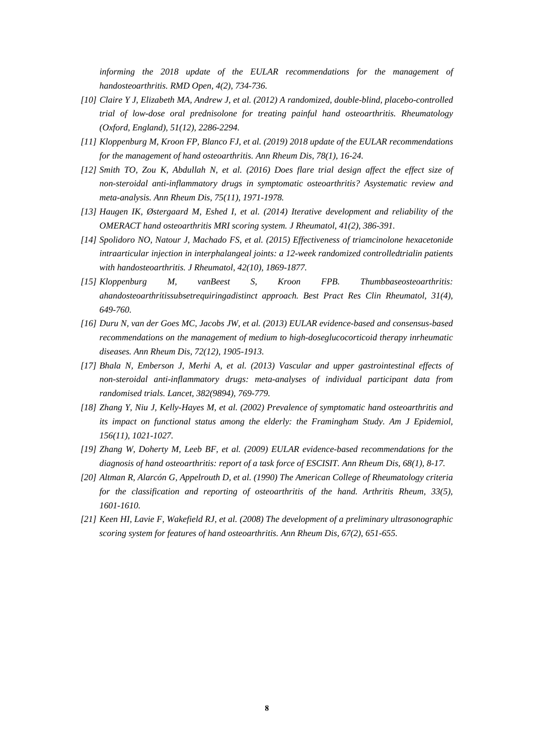*informing the 2018 update of the EULAR recommendations for the management of handosteoarthritis. RMD Open, 4(2), 734-736.*

*[10] Claire Y J, Elizabeth MA, Andrew J, et al. (2012) A randomized, double-blind, placebo-controlled trial of low-dose oral prednisolone for treating painful hand osteoarthritis. Rheumatology (Oxford, England), 51(12), 2286-2294.*

*[11] Kloppenburg M, Kroon FP, Blanco FJ, et al. (2019) 2018 update of the EULAR recommendations for the management of hand osteoarthritis. Ann Rheum Dis, 78(1), 16-24.*

*[12] Smith TO, Zou K, Abdullah N, et al. (2016) Does flare trial design affect the effect size of non-steroidal anti-inflammatory drugs in symptomatic osteoarthritis? Asystematic review and meta-analysis. Ann Rheum Dis, 75(11), 1971-1978.*

*[13] Haugen IK, Østergaard M, Eshed I, et al. (2014) Iterative development and reliability of the OMERACT hand osteoarthritis MRI scoring system. J Rheumatol, 41(2), 386-391.*

*[14] Spolidoro NO, Natour J, Machado FS, et al. (2015) Effectiveness of triamcinolone hexacetonide intraarticular injection in interphalangeal joints: a 12-week randomized controlledtrialin patients with handosteoarthritis. J Rheumatol, 42(10), 1869-1877.*

*[15] Kloppenburg M, vanBeest S, Kroon FPB. Thumbbaseosteoarthritis: ahandosteoarthritissubsetrequiringadistinct approach. Best Pract Res Clin Rheumatol, 31(4), 649-760.*

*[16] Duru N, van der Goes MC, Jacobs JW, et al. (2013) EULAR evidence-based and consensus-based recommendations on the management of medium to high-doseglucocorticoid therapy inrheumatic diseases. Ann Rheum Dis, 72(12), 1905-1913.*

*[17] Bhala N, Emberson J, Merhi A, et al. (2013) Vascular and upper gastrointestinal effects of non-steroidal anti-inflammatory drugs: meta-analyses of individual participant data from randomised trials. Lancet, 382(9894), 769-779.*

*[18] Zhang Y, Niu J, Kelly-Hayes M, et al. (2002) Prevalence of symptomatic hand osteoarthritis and its impact on functional status among the elderly: the Framingham Study. Am J Epidemiol, 156(11), 1021-1027.*

*[19] Zhang W, Doherty M, Leeb BF, et al. (2009) EULAR evidence-based recommendations for the diagnosis of hand osteoarthritis: report of a task force of ESCISIT. Ann Rheum Dis, 68(1), 8-17.*

*[20] Altman R, Alarcón G, Appelrouth D, et al. (1990) The American College of Rheumatology criteria for the classification and reporting of osteoarthritis of the hand. Arthritis Rheum, 33(5), 1601-1610.*

*[21] Keen HI, Lavie F, Wakefield RJ, et al. (2008) The development of a preliminary ultrasonographic scoring system for features of hand osteoarthritis. Ann Rheum Dis, 67(2), 651-655.*